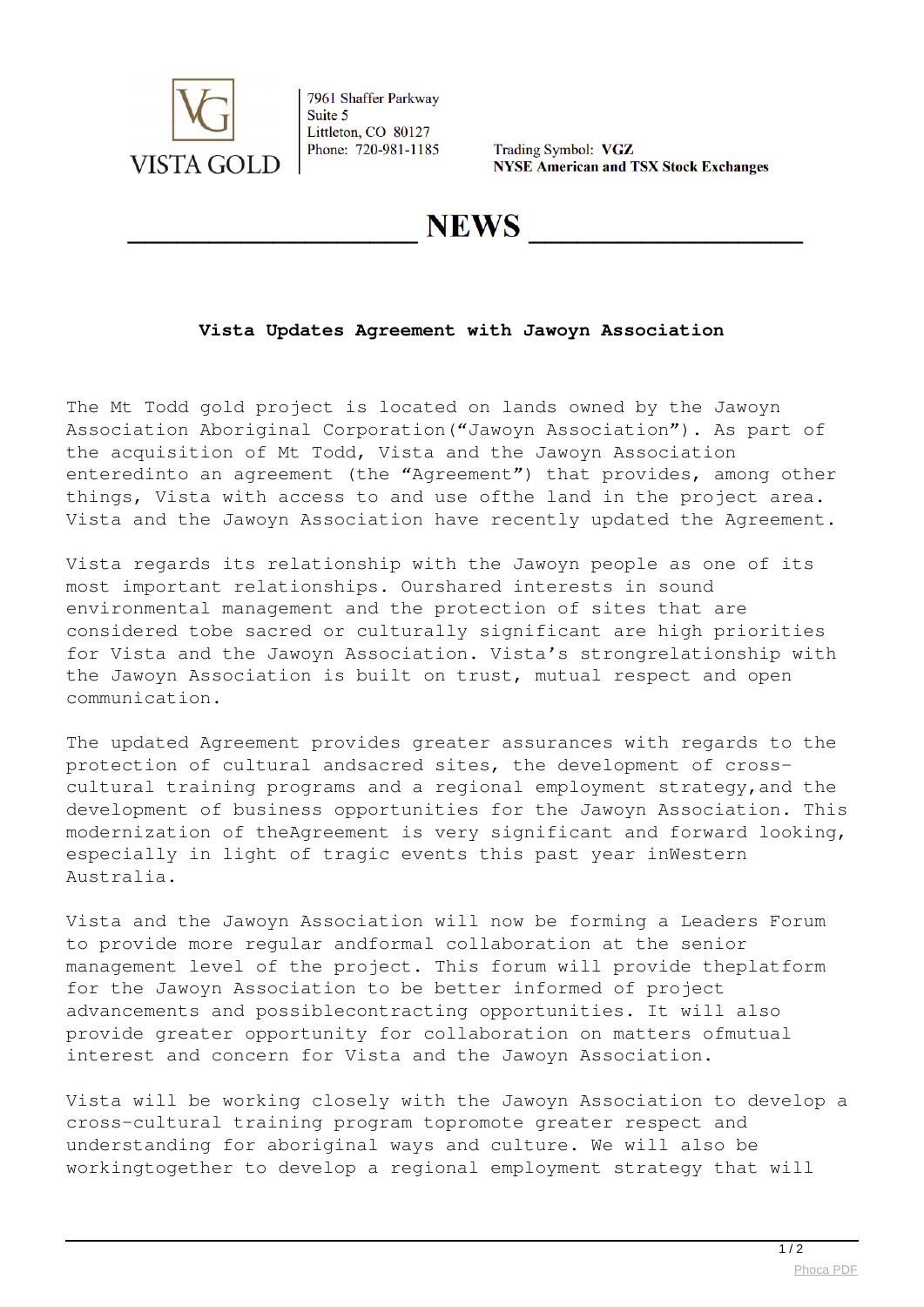VISTA GOLD

7961 Shaffer Parkway
Suite 5
Littleton, CO 80127
Phone: 720-981-1185

Trading Symbol: **VGZ**
**NYSE American and TSX Stock Exchanges**

# NEWS

## Vista Updates Agreement with Jawoyn Association

The Mt Todd gold project is located on lands owned by the Jawoyn Association Aboriginal Corporation(“Jawoyn Association”). As part of the acquisition of Mt Todd, Vista and the Jawoyn Association enteredinto an agreement (the “Agreement”) that provides, among other things, Vista with access to and use ofthe land in the project area. Vista and the Jawoyn Association have recently updated the Agreement.

Vista regards its relationship with the Jawoyn people as one of its most important relationships. Ourshared interests in sound environmental management and the protection of sites that are considered tobe sacred or culturally significant are high priorities for Vista and the Jawoyn Association. Vista’s strongrelationship with the Jawoyn Association is built on trust, mutual respect and open communication.

The updated Agreement provides greater assurances with regards to the protection of cultural andsacred sites, the development of cross-cultural training programs and a regional employment strategy,and the development of business opportunities for the Jawoyn Association. This modernization of theAgreement is very significant and forward looking, especially in light of tragic events this past year inWestern Australia.

Vista and the Jawoyn Association will now be forming a Leaders Forum to provide more regular andformal collaboration at the senior management level of the project. This forum will provide theplatform for the Jawoyn Association to be better informed of project advancements and possiblecontracting opportunities. It will also provide greater opportunity for collaboration on matters ofmutual interest and concern for Vista and the Jawoyn Association.

Vista will be working closely with the Jawoyn Association to develop a cross-cultural training program topromote greater respect and understanding for aboriginal ways and culture. We will also be workingtogether to develop a regional employment strategy that will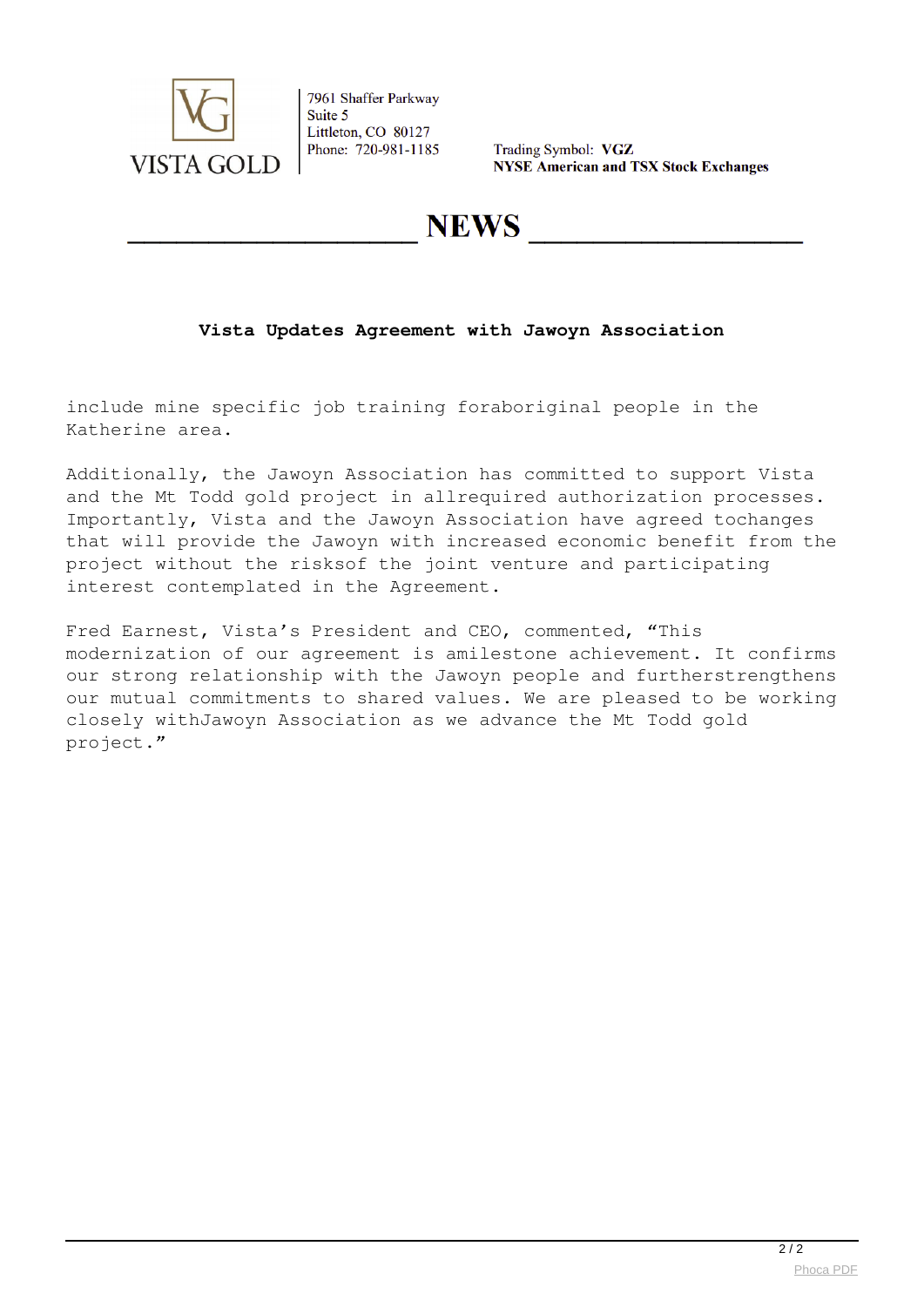# Vista Updates Agreement with Jawoyn Association

include mine specific job training foraboriginal people in the Katherine area.

Additionally, the Jawoyn Association has committed to support Vista and the Mt Todd gold project in allrequired authorization processes. Importantly, Vista and the Jawoyn Association have agreed tochanges that will provide the Jawoyn with increased economic benefit from the project without the risksof the joint venture and participating interest contemplated in the Agreement.

Fred Earnest, Vista's President and CEO, commented, "This modernization of our agreement is amilestone achievement. It confirms our strong relationship with the Jawoyn people and furtherstrengthens our mutual commitments to shared values. We are pleased to be working closely withJawoyn Association as we advance the Mt Todd gold project."